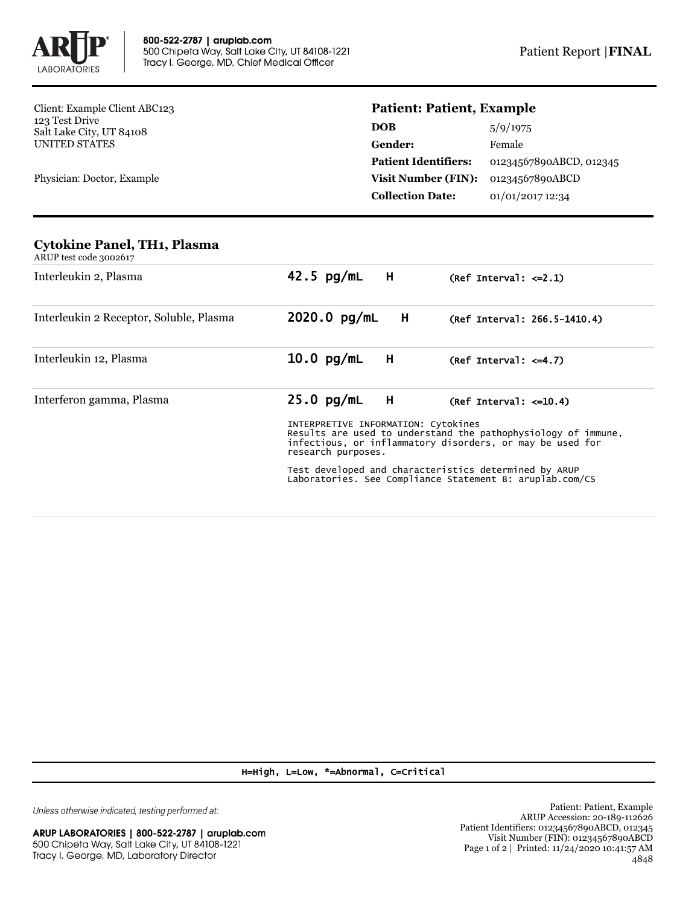Patient Report | **FINAL**

Client: Example Client ABC123
123 Test Drive
Salt Lake City, UT 84108
UNITED STATES

Physician: Doctor, Example

## Patient: Patient, Example

| | |
|---|---|
| **DOB** | 5/9/1975 |
| **Gender:** | Female |
| **Patient Identifiers:** | 01234567890ABCD, 012345 |
| **Visit Number (FIN):** | 01234567890ABCD |
| **Collection Date:** | 01/01/2017 12:34 |

## Cytokine Panel, TH1, Plasma

ARUP test code 3002617

| Test | Result | Flag | Reference Interval |
|---|---|---|---|
| Interleukin 2, Plasma | 42.5 pg/mL | H | (Ref Interval: <=2.1) |
| Interleukin 2 Receptor, Soluble, Plasma | 2020.0 pg/mL | H | (Ref Interval: 266.5-1410.4) |
| Interleukin 12, Plasma | 10.0 pg/mL | H | (Ref Interval: <=4.7) |
| Interferon gamma, Plasma | 25.0 pg/mL | H | (Ref Interval: <=10.4) |

INTERPRETIVE INFORMATION: Cytokines
Results are used to understand the pathophysiology of immune, infectious, or inflammatory disorders, or may be used for research purposes.

Test developed and characteristics determined by ARUP Laboratories. See Compliance Statement B: aruplab.com/CS

H=High, L=Low, *=Abnormal, C=Critical

*Unless otherwise indicated, testing performed at:*

**ARUP LABORATORIES | 800-522-2787 | aruplab.com**
500 Chipeta Way, Salt Lake City, UT 84108-1221
Tracy I. George, MD, Laboratory Director

Patient: Patient, Example
ARUP Accession: 20-189-112626
Patient Identifiers: 01234567890ABCD, 012345
Visit Number (FIN): 01234567890ABCD
Printed: 11/24/2020 10:41:57 AM
4848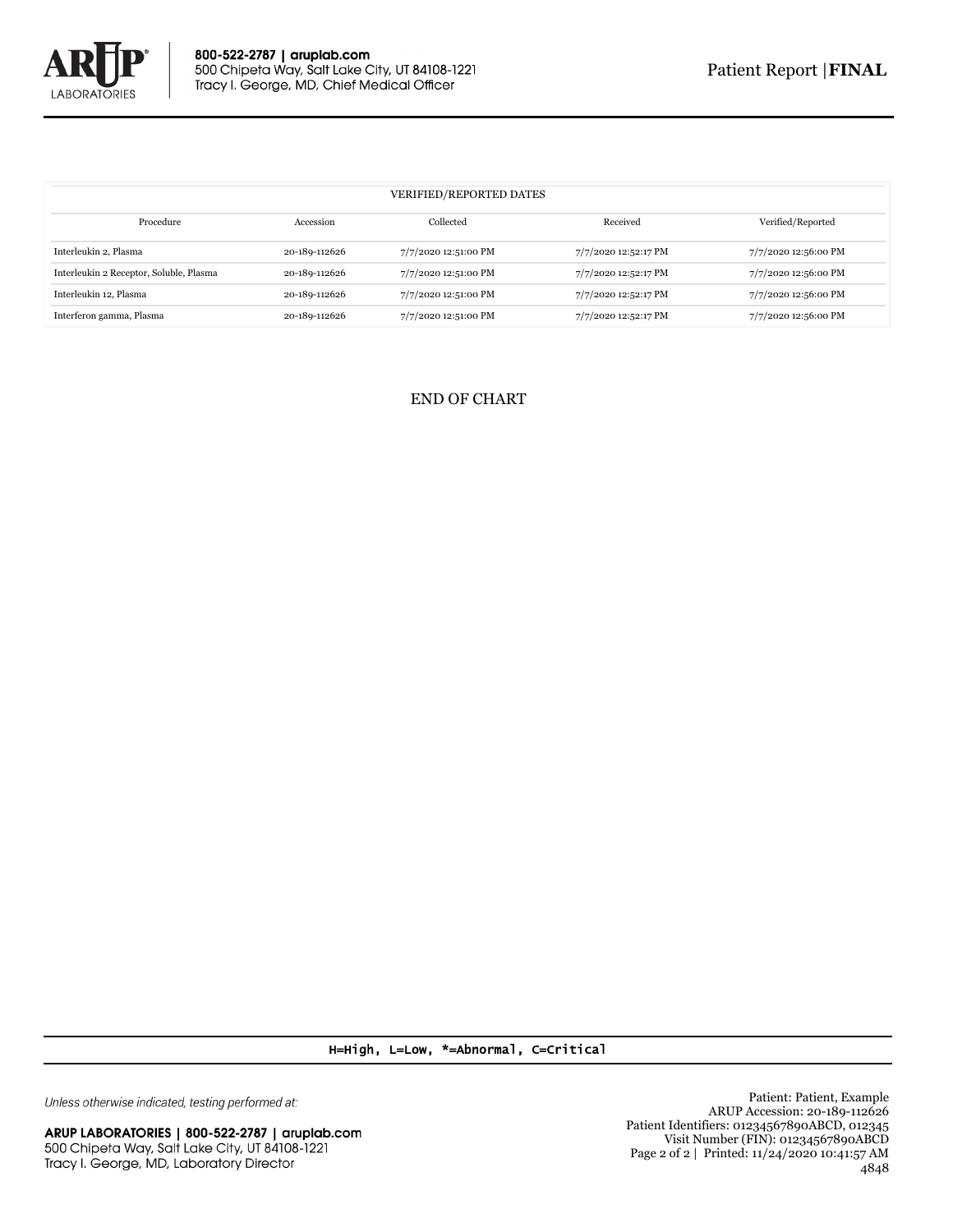| VERIFIED/REPORTED DATES | | | | |
|---|---|---|---|---|
| Procedure | Accession | Collected | Received | Verified/Reported |
| Interleukin 2, Plasma | 20-189-112626 | 7/7/2020 12:51:00 PM | 7/7/2020 12:52:17 PM | 7/7/2020 12:56:00 PM |
| Interleukin 2 Receptor, Soluble, Plasma | 20-189-112626 | 7/7/2020 12:51:00 PM | 7/7/2020 12:52:17 PM | 7/7/2020 12:56:00 PM |
| Interleukin 12, Plasma | 20-189-112626 | 7/7/2020 12:51:00 PM | 7/7/2020 12:52:17 PM | 7/7/2020 12:56:00 PM |
| Interferon gamma, Plasma | 20-189-112626 | 7/7/2020 12:51:00 PM | 7/7/2020 12:52:17 PM | 7/7/2020 12:56:00 PM |

END OF CHART

H=High, L=Low, *=Abnormal, C=Critical

*Unless otherwise indicated, testing performed at:*

**ARUP LABORATORIES | 800-522-2787 | aruplab.com**
500 Chipeta Way, Salt Lake City, UT 84108-1221
Tracy I. George, MD, Laboratory Director

Patient: Patient, Example
ARUP Accession: 20-189-112626
Patient Identifiers: 01234567890ABCD, 012345
Visit Number (FIN): 01234567890ABCD
Printed: 11/24/2020 10:41:57 AM
4848